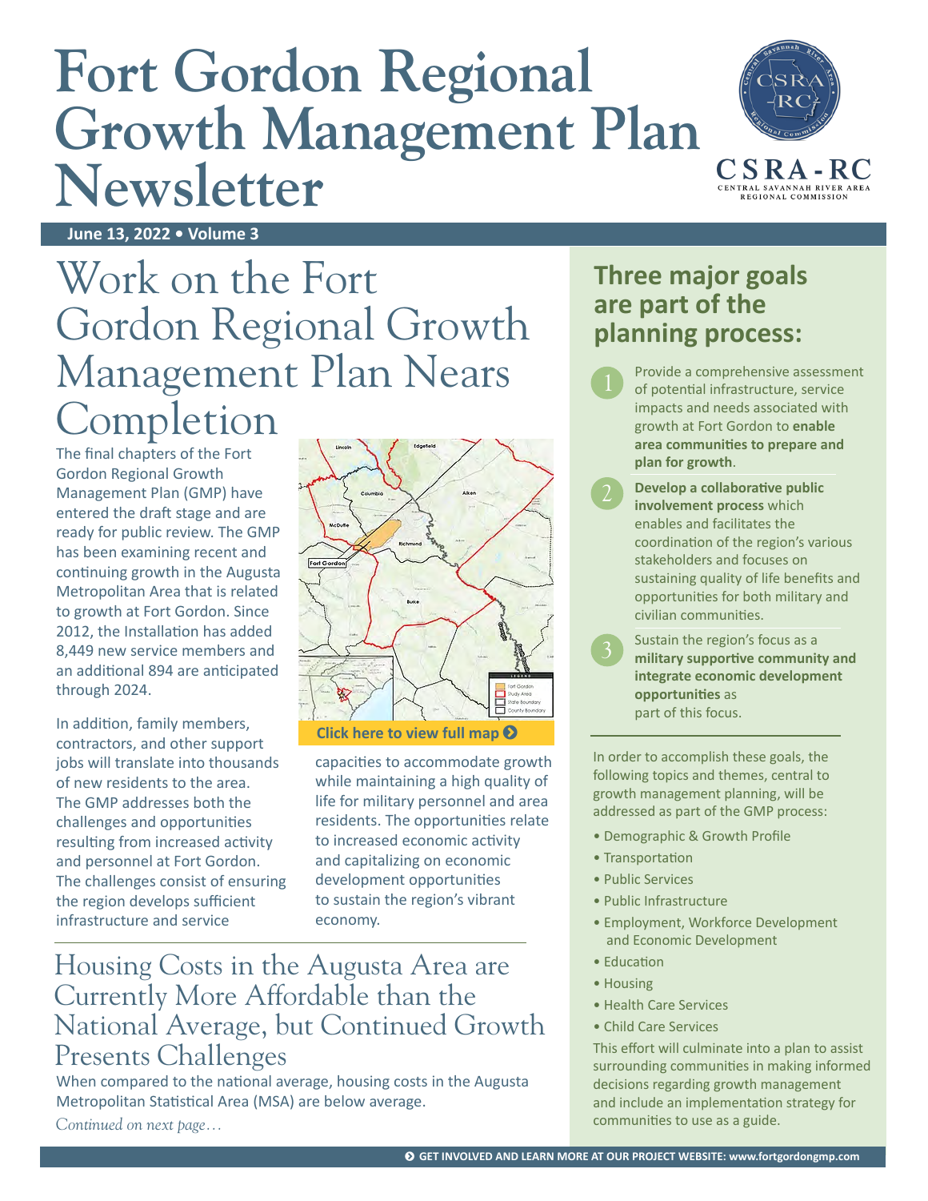# Fort Gordon Regional Growth Management Plan Newsletter

June 13, 2022 • Volume 3

## Work on the Fort Gordon Regional Growth Management Plan Nears Completion

The final chapters of the Fort Gordon Regional Growth Management Plan (GMP) have entered the draft stage and are ready for public review. The GMP has been examining recent and continuing growth in the Augusta Metropolitan Area that is related to growth at Fort Gordon. Since 2012, the Installation has added 8,449 new service members and an additional 894 are anticipated through 2024.

In addition, family members, contractors, and other support jobs will translate into thousands of new residents to the area. The GMP addresses both the challenges and opportunities resulting from increased activity and personnel at Fort Gordon. The challenges consist of ensuring the region develops sufficient infrastructure and service capacities to accommodate growth while maintaining a high quality of life for military personnel and area residents. The opportunities relate to increased economic activity and capitalizing on economic development opportunities to sustain the region's vibrant economy.

**Click here to view full map**

## Housing Costs in the Augusta Area are Currently More Affordable than the National Average, but Continued Growth Presents Challenges

When compared to the national average, housing costs in the Augusta Metropolitan Statistical Area (MSA) are below average.

*Continued on next page…*

## Three major goals are part of the planning process:

1. Provide a comprehensive assessment of potential infrastructure, service impacts and needs associated with growth at Fort Gordon to **enable area communities to prepare and plan for growth**.
2. **Develop a collaborative public involvement process** which enables and facilitates the coordination of the region's various stakeholders and focuses on sustaining quality of life benefits and opportunities for both military and civilian communities.
3. Sustain the region's focus as a **military supportive community and integrate economic development opportunities** as part of this focus.

In order to accomplish these goals, the following topics and themes, central to growth management planning, will be addressed as part of the GMP process:

- Demographic & Growth Profile
- Transportation
- Public Services
- Public Infrastructure
- Employment, Workforce Development and Economic Development
- Education
- Housing
- Health Care Services
- Child Care Services

This effort will culminate into a plan to assist surrounding communities in making informed decisions regarding growth management and include an implementation strategy for communities to use as a guide.

GET INVOLVED AND LEARN MORE AT OUR PROJECT WEBSITE: www.fortgordongmp.com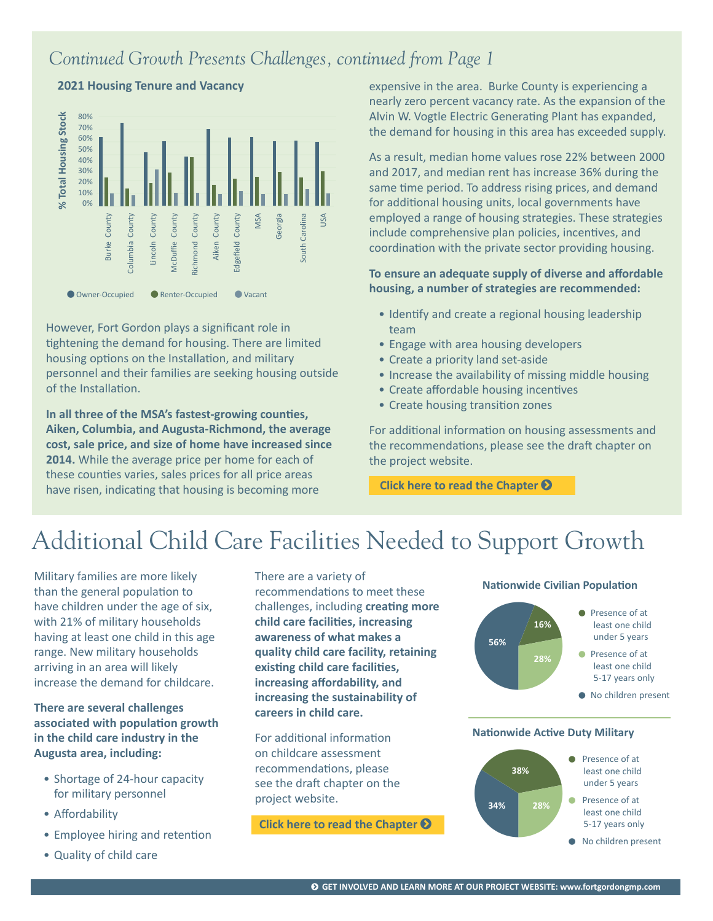## *Continued Growth Presents Challenges, continued from Page 1*

**2021 Housing Tenure and Vacancy**

However, Fort Gordon plays a significant role in tightening the demand for housing. There are limited housing options on the Installation, and military personnel and their families are seeking housing outside of the Installation.

**In all three of the MSA's fastest-growing counties, Aiken, Columbia, and Augusta-Richmond, the average cost, sale price, and size of home have increased since 2014.** While the average price per home for each of these counties varies, sales prices for all price areas have risen, indicating that housing is becoming more expensive in the area. Burke County is experiencing a nearly zero percent vacancy rate. As the expansion of the Alvin W. Vogtle Electric Generating Plant has expanded, the demand for housing in this area has exceeded supply.

As a result, median home values rose 22% between 2000 and 2017, and median rent has increase 36% during the same time period. To address rising prices, and demand for additional housing units, local governments have employed a range of housing strategies. These strategies include comprehensive plan policies, incentives, and coordination with the private sector providing housing.

**To ensure an adequate supply of diverse and affordable housing, a number of strategies are recommended:**

- Identify and create a regional housing leadership team
- Engage with area housing developers
- Create a priority land set-aside
- Increase the availability of missing middle housing
- Create affordable housing incentives
- Create housing transition zones

For additional information on housing assessments and the recommendations, please see the draft chapter on the project website.

**Click here to read the Chapter**

# Additional Child Care Facilities Needed to Support Growth

Military families are more likely than the general population to have children under the age of six, with 21% of military households having at least one child in this age range. New military households arriving in an area will likely increase the demand for childcare.

**There are several challenges associated with population growth in the child care industry in the Augusta area, including:**

- Shortage of 24-hour capacity for military personnel
- Affordability
- Employee hiring and retention
- Quality of child care

There are a variety of recommendations to meet these challenges, including **creating more child care facilities, increasing awareness of what makes a quality child care facility, retaining existing child care facilities, increasing affordability, and increasing the sustainability of careers in child care.**

For additional information on childcare assessment recommendations, please see the draft chapter on the project website.

**Click here to read the Chapter**

**Nationwide Civilian Population**

| Category | Share |
|---|---|
| Presence of at least one child under 5 years | 16% |
| Presence of at least one child 5-17 years only | 28% |
| No children present | 56% |

**Nationwide Active Duty Military**

| Category | Share |
|---|---|
| Presence of at least one child under 5 years | 38% |
| Presence of at least one child 5-17 years only | 28% |
| No children present | 34% |

**GET INVOLVED AND LEARN MORE AT OUR PROJECT WEBSITE: www.fortgordongmp.com**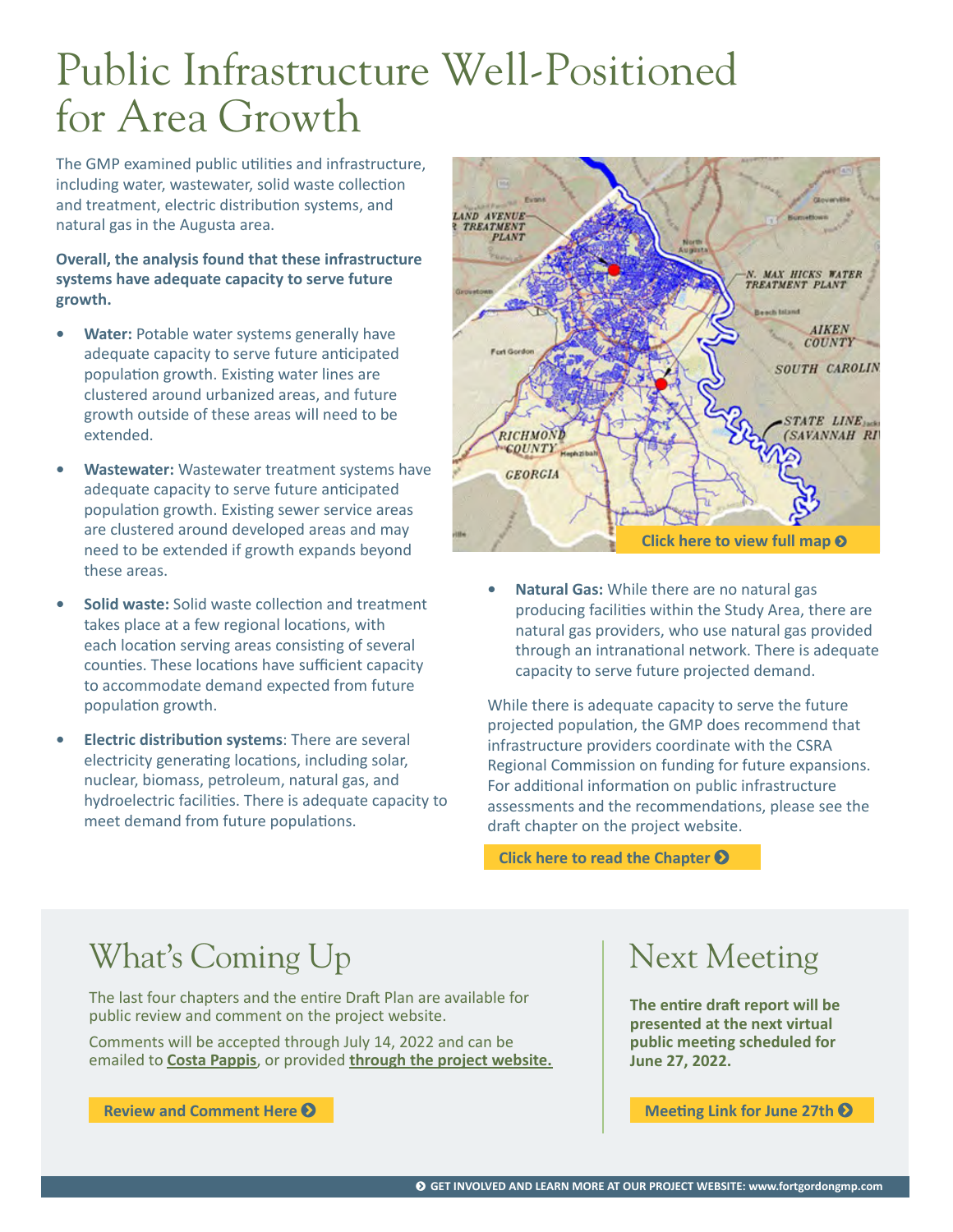# Public Infrastructure Well-Positioned for Area Growth

The GMP examined public utilities and infrastructure, including water, wastewater, solid waste collection and treatment, electric distribution systems, and natural gas in the Augusta area.

**Overall, the analysis found that these infrastructure systems have adequate capacity to serve future growth.**

- **Water:** Potable water systems generally have adequate capacity to serve future anticipated population growth. Existing water lines are clustered around urbanized areas, and future growth outside of these areas will need to be extended.
- **Wastewater:** Wastewater treatment systems have adequate capacity to serve future anticipated population growth. Existing sewer service areas are clustered around developed areas and may need to be extended if growth expands beyond these areas.
- **Solid waste:** Solid waste collection and treatment takes place at a few regional locations, with each location serving areas consisting of several counties. These locations have sufficient capacity to accommodate demand expected from future population growth.
- **Electric distribution systems**: There are several electricity generating locations, including solar, nuclear, biomass, petroleum, natural gas, and hydroelectric facilities. There is adequate capacity to meet demand from future populations.

LAND AVENUE TREATMENT PLANT

N. MAX HICKS WATER TREATMENT PLANT

AIKEN COUNTY

SOUTH CAROLINA

STATE LINE (SAVANNAH RIVER)

RICHMOND COUNTY

GEORGIA

Click here to view full map

- **Natural Gas:** While there are no natural gas producing facilities within the Study Area, there are natural gas providers, who use natural gas provided through an intranational network. There is adequate capacity to serve future projected demand.

While there is adequate capacity to serve the future projected population, the GMP does recommend that infrastructure providers coordinate with the CSRA Regional Commission on funding for future expansions. For additional information on public infrastructure assessments and the recommendations, please see the draft chapter on the project website.

Click here to read the Chapter

## What's Coming Up

The last four chapters and the entire Draft Plan are available for public review and comment on the project website.

Comments will be accepted through July 14, 2022 and can be emailed to **Costa Pappis**, or provided **through the project website.**

Review and Comment Here

## Next Meeting

**The entire draft report will be presented at the next virtual public meeting scheduled for June 27, 2022.**

Meeting Link for June 27th

GET INVOLVED AND LEARN MORE AT OUR PROJECT WEBSITE: www.fortgordongmp.com